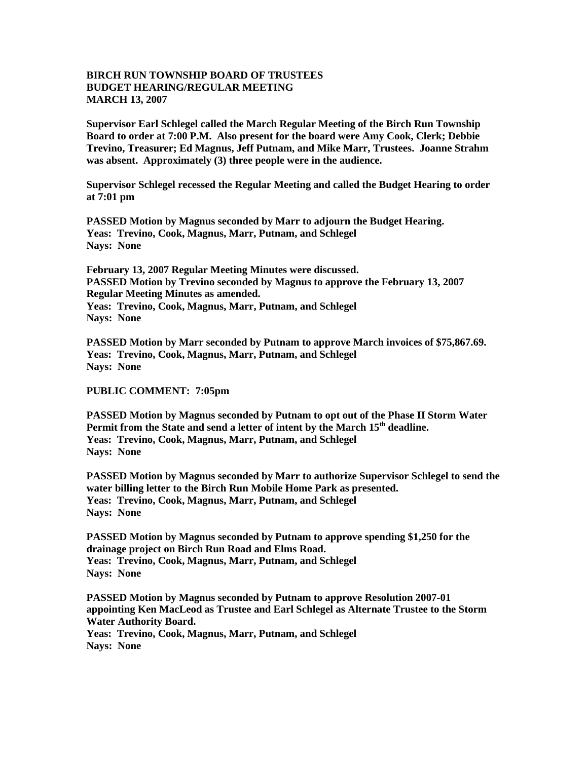**BIRCH RUN TOWNSHIP BOARD OF TRUSTEES**
**BUDGET HEARING/REGULAR MEETING**
**MARCH 13, 2007**

**Supervisor Earl Schlegel called the March Regular Meeting of the Birch Run Township Board to order at 7:00 P.M. Also present for the board were Amy Cook, Clerk; Debbie Trevino, Treasurer; Ed Magnus, Jeff Putnam, and Mike Marr, Trustees. Joanne Strahm was absent. Approximately (3) three people were in the audience.**

**Supervisor Schlegel recessed the Regular Meeting and called the Budget Hearing to order at 7:01 pm**

**PASSED Motion by Magnus seconded by Marr to adjourn the Budget Hearing.**
**Yeas: Trevino, Cook, Magnus, Marr, Putnam, and Schlegel**
**Nays: None**

**February 13, 2007 Regular Meeting Minutes were discussed.**
**PASSED Motion by Trevino seconded by Magnus to approve the February 13, 2007 Regular Meeting Minutes as amended.**
**Yeas: Trevino, Cook, Magnus, Marr, Putnam, and Schlegel**
**Nays: None**

**PASSED Motion by Marr seconded by Putnam to approve March invoices of $75,867.69.**
**Yeas: Trevino, Cook, Magnus, Marr, Putnam, and Schlegel**
**Nays: None**

**PUBLIC COMMENT: 7:05pm**

**PASSED Motion by Magnus seconded by Putnam to opt out of the Phase II Storm Water Permit from the State and send a letter of intent by the March 15th deadline.**
**Yeas: Trevino, Cook, Magnus, Marr, Putnam, and Schlegel**
**Nays: None**

**PASSED Motion by Magnus seconded by Marr to authorize Supervisor Schlegel to send the water billing letter to the Birch Run Mobile Home Park as presented.**
**Yeas: Trevino, Cook, Magnus, Marr, Putnam, and Schlegel**
**Nays: None**

**PASSED Motion by Magnus seconded by Putnam to approve spending $1,250 for the drainage project on Birch Run Road and Elms Road.**
**Yeas: Trevino, Cook, Magnus, Marr, Putnam, and Schlegel**
**Nays: None**

**PASSED Motion by Magnus seconded by Putnam to approve Resolution 2007-01 appointing Ken MacLeod as Trustee and Earl Schlegel as Alternate Trustee to the Storm Water Authority Board.**
**Yeas: Trevino, Cook, Magnus, Marr, Putnam, and Schlegel**
**Nays: None**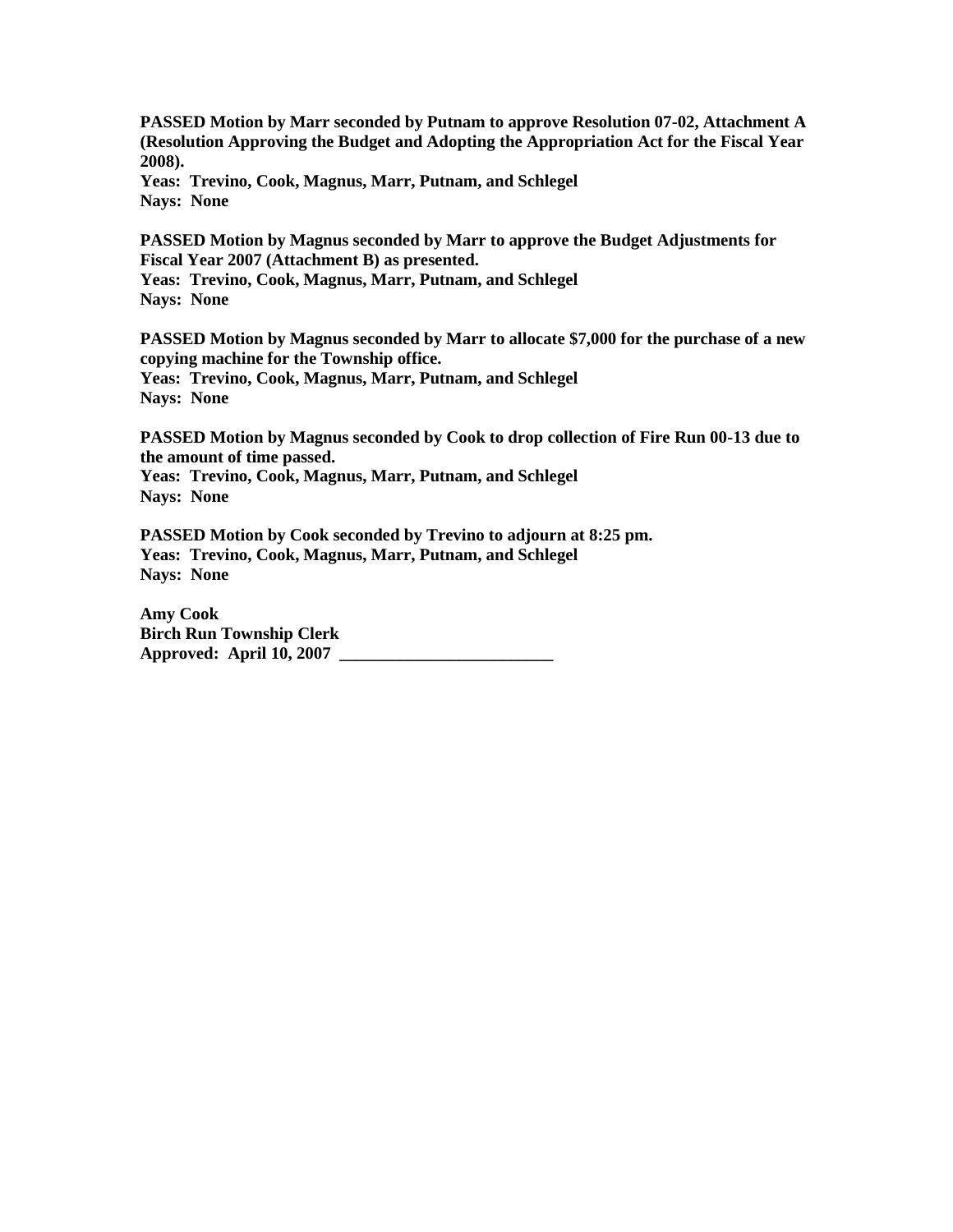**PASSED Motion by Marr seconded by Putnam to approve Resolution 07-02, Attachment A (Resolution Approving the Budget and Adopting the Appropriation Act for the Fiscal Year 2008).**
**Yeas: Trevino, Cook, Magnus, Marr, Putnam, and Schlegel**
**Nays: None**

**PASSED Motion by Magnus seconded by Marr to approve the Budget Adjustments for Fiscal Year 2007 (Attachment B) as presented.**
**Yeas: Trevino, Cook, Magnus, Marr, Putnam, and Schlegel**
**Nays: None**

**PASSED Motion by Magnus seconded by Marr to allocate $7,000 for the purchase of a new copying machine for the Township office.**
**Yeas: Trevino, Cook, Magnus, Marr, Putnam, and Schlegel**
**Nays: None**

**PASSED Motion by Magnus seconded by Cook to drop collection of Fire Run 00-13 due to the amount of time passed.**
**Yeas: Trevino, Cook, Magnus, Marr, Putnam, and Schlegel**
**Nays: None**

**PASSED Motion by Cook seconded by Trevino to adjourn at 8:25 pm.**
**Yeas: Trevino, Cook, Magnus, Marr, Putnam, and Schlegel**
**Nays: None**

**Amy Cook**
**Birch Run Township Clerk**
**Approved: April 10, 2007 _________________________**